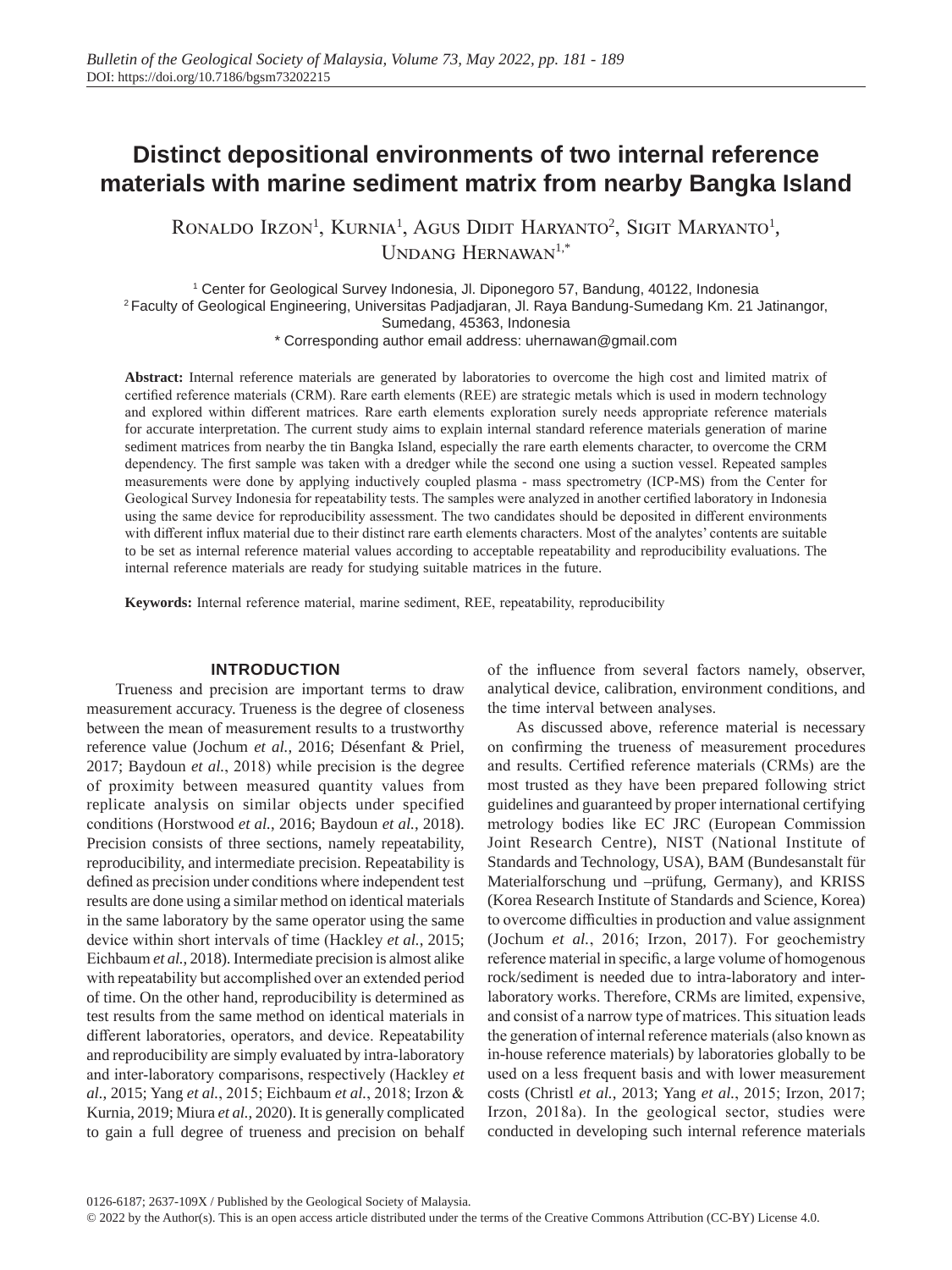# Distinct depositional environments of two internal reference materials with marine sediment matrix from nearby Bangka Island

Ronaldo Irzon[1], Kurnia[1], Agus Didit Haryanto[2], Sigit Maryanto[1], Undang Hernawan[1,*]

[1] Center for Geological Survey Indonesia, Jl. Diponegoro 57, Bandung, 40122, Indonesia
[2] Faculty of Geological Engineering, Universitas Padjadjaran, Jl. Raya Bandung-Sumedang Km. 21 Jatinangor, Sumedang, 45363, Indonesia
* Corresponding author email address: uhernawan@gmail.com

**Abstract:** Internal reference materials are generated by laboratories to overcome the high cost and limited matrix of certified reference materials (CRM). Rare earth elements (REE) are strategic metals which is used in modern technology and explored within different matrices. Rare earth elements exploration surely needs appropriate reference materials for accurate interpretation. The current study aims to explain internal standard reference materials generation of marine sediment matrices from nearby the tin Bangka Island, especially the rare earth elements character, to overcome the CRM dependency. The first sample was taken with a dredger while the second one using a suction vessel. Repeated samples measurements were done by applying inductively coupled plasma - mass spectrometry (ICP-MS) from the Center for Geological Survey Indonesia for repeatability tests. The samples were analyzed in another certified laboratory in Indonesia using the same device for reproducibility assessment. The two candidates should be deposited in different environments with different influx material due to their distinct rare earth elements characters. Most of the analytes' contents are suitable to be set as internal reference material values according to acceptable repeatability and reproducibility evaluations. The internal reference materials are ready for studying suitable matrices in the future.

**Keywords:** Internal reference material, marine sediment, REE, repeatability, reproducibility

## INTRODUCTION

Trueness and precision are important terms to draw measurement accuracy. Trueness is the degree of closeness between the mean of measurement results to a trustworthy reference value (Jochum *et al.*, 2016; Désenfant & Priel, 2017; Baydoun *et al.*, 2018) while precision is the degree of proximity between measured quantity values from replicate analysis on similar objects under specified conditions (Horstwood *et al.*, 2016; Baydoun *et al.*, 2018). Precision consists of three sections, namely repeatability, reproducibility, and intermediate precision. Repeatability is defined as precision under conditions where independent test results are done using a similar method on identical materials in the same laboratory by the same operator using the same device within short intervals of time (Hackley *et al.*, 2015; Eichbaum *et al.*, 2018). Intermediate precision is almost alike with repeatability but accomplished over an extended period of time. On the other hand, reproducibility is determined as test results from the same method on identical materials in different laboratories, operators, and device. Repeatability and reproducibility are simply evaluated by intra-laboratory and inter-laboratory comparisons, respectively (Hackley *et al.*, 2015; Yang *et al.*, 2015; Eichbaum *et al.*, 2018; Irzon & Kurnia, 2019; Miura *et al.*, 2020). It is generally complicated to gain a full degree of trueness and precision on behalf of the influence from several factors namely, observer, analytical device, calibration, environment conditions, and the time interval between analyses.

As discussed above, reference material is necessary on confirming the trueness of measurement procedures and results. Certified reference materials (CRMs) are the most trusted as they have been prepared following strict guidelines and guaranteed by proper international certifying metrology bodies like EC JRC (European Commission Joint Research Centre), NIST (National Institute of Standards and Technology, USA), BAM (Bundesanstalt für Materialforschung und –prüfung, Germany), and KRISS (Korea Research Institute of Standards and Science, Korea) to overcome difficulties in production and value assignment (Jochum *et al.*, 2016; Irzon, 2017). For geochemistry reference material in specific, a large volume of homogenous rock/sediment is needed due to intra-laboratory and inter-laboratory works. Therefore, CRMs are limited, expensive, and consist of a narrow type of matrices. This situation leads the generation of internal reference materials (also known as in-house reference materials) by laboratories globally to be used on a less frequent basis and with lower measurement costs (Christl *et al.*, 2013; Yang *et al.*, 2015; Irzon, 2017; Irzon, 2018a). In the geological sector, studies were conducted in developing such internal reference materials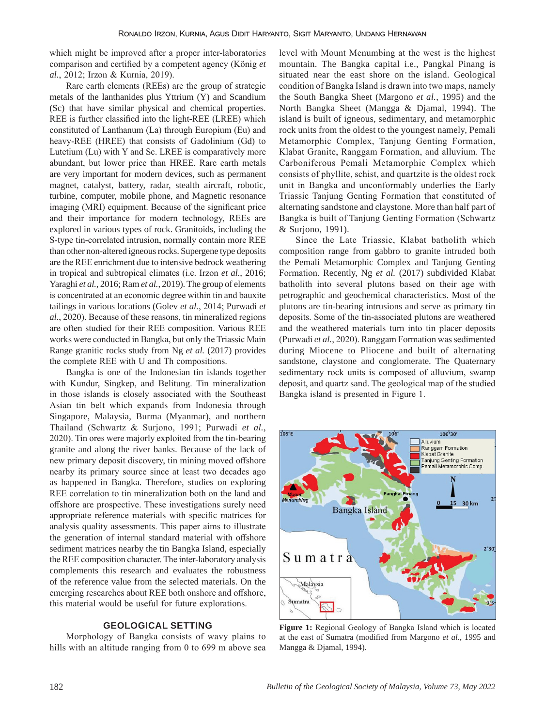which might be improved after a proper inter-laboratories comparison and certified by a competent agency (König *et al.*, 2012; Irzon & Kurnia, 2019).

Rare earth elements (REEs) are the group of strategic metals of the lanthanides plus Yttrium (Y) and Scandium (Sc) that have similar physical and chemical properties. REE is further classified into the light-REE (LREE) which constituted of Lanthanum (La) through Europium (Eu) and heavy-REE (HREE) that consists of Gadolinium (Gd) to Lutetium (Lu) with Y and Sc. LREE is comparatively more abundant, but lower price than HREE. Rare earth metals are very important for modern devices, such as permanent magnet, catalyst, battery, radar, stealth aircraft, robotic, turbine, computer, mobile phone, and Magnetic resonance imaging (MRI) equipment. Because of the significant price and their importance for modern technology, REEs are explored in various types of rock. Granitoids, including the S-type tin-correlated intrusion, normally contain more REE than other non-altered igneous rocks. Supergene type deposits are the REE enrichment due to intensive bedrock weathering in tropical and subtropical climates (i.e. Irzon *et al.*, 2016; Yaraghi *et al.*, 2016; Ram *et al.*, 2019). The group of elements is concentrated at an economic degree within tin and bauxite tailings in various locations (Golev *et al.*, 2014; Purwadi *et al.*, 2020). Because of these reasons, tin mineralized regions are often studied for their REE composition. Various REE works were conducted in Bangka, but only the Triassic Main Range granitic rocks study from Ng *et al.* (2017) provides the complete REE with U and Th compositions.

Bangka is one of the Indonesian tin islands together with Kundur, Singkep, and Belitung. Tin mineralization in those islands is closely associated with the Southeast Asian tin belt which expands from Indonesia through Singapore, Malaysia, Burma (Myanmar), and northern Thailand (Schwartz & Surjono, 1991; Purwadi *et al.*, 2020). Tin ores were majorly exploited from the tin-bearing granite and along the river banks. Because of the lack of new primary deposit discovery, tin mining moved offshore nearby its primary source since at least two decades ago as happened in Bangka. Therefore, studies on exploring REE correlation to tin mineralization both on the land and offshore are prospective. These investigations surely need appropriate reference materials with specific matrices for analysis quality assessments. This paper aims to illustrate the generation of internal standard material with offshore sediment matrices nearby the tin Bangka Island, especially the REE composition character. The inter-laboratory analysis complements this research and evaluates the robustness of the reference value from the selected materials. On the emerging researches about REE both onshore and offshore, this material would be useful for future explorations.

## GEOLOGICAL SETTING

Morphology of Bangka consists of wavy plains to hills with an altitude ranging from 0 to 699 m above sea level with Mount Menumbing at the west is the highest mountain. The Bangka capital i.e., Pangkal Pinang is situated near the east shore on the island. Geological condition of Bangka Island is drawn into two maps, namely the South Bangka Sheet (Margono *et al.*, 1995) and the North Bangka Sheet (Mangga & Djamal, 1994). The island is built of igneous, sedimentary, and metamorphic rock units from the oldest to the youngest namely, Pemali Metamorphic Complex, Tanjung Genting Formation, Klabat Granite, Ranggam Formation, and alluvium. The Carboniferous Pemali Metamorphic Complex which consists of phyllite, schist, and quartzite is the oldest rock unit in Bangka and unconformably underlies the Early Triassic Tanjung Genting Formation that constituted of alternating sandstone and claystone. More than half part of Bangka is built of Tanjung Genting Formation (Schwartz & Surjono, 1991).

Since the Late Triassic, Klabat batholith which composition range from gabbro to granite intruded both the Pemali Metamorphic Complex and Tanjung Genting Formation. Recently, Ng *et al.* (2017) subdivided Klabat batholith into several plutons based on their age with petrographic and geochemical characteristics. Most of the plutons are tin-bearing intrusions and serve as primary tin deposits. Some of the tin-associated plutons are weathered and the weathered materials turn into tin placer deposits (Purwadi *et al.*, 2020). Ranggam Formation was sedimented during Miocene to Pliocene and built of alternating sandstone, claystone and conglomerate. The Quaternary sedimentary rock units is composed of alluvium, swamp deposit, and quartz sand. The geological map of the studied Bangka island is presented in Figure 1.

**Figure 1:** Regional Geology of Bangka Island which is located at the east of Sumatra (modified from Margono *et al*., 1995 and Mangga & Djamal, 1994).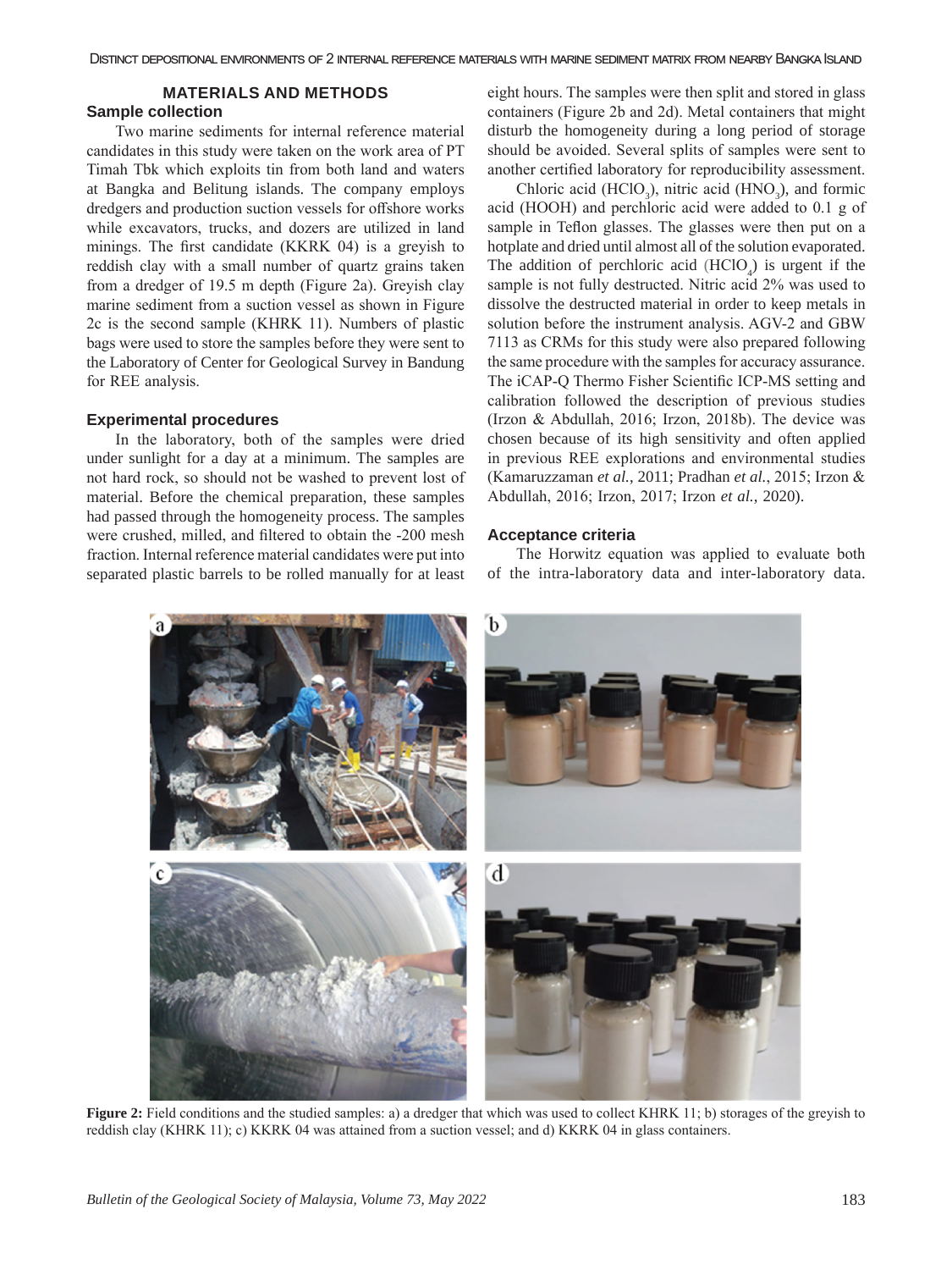## MATERIALS AND METHODS

### Sample collection

Two marine sediments for internal reference material candidates in this study were taken on the work area of PT Timah Tbk which exploits tin from both land and waters at Bangka and Belitung islands. The company employs dredgers and production suction vessels for offshore works while excavators, trucks, and dozers are utilized in land minings. The first candidate (KKRK 04) is a greyish to reddish clay with a small number of quartz grains taken from a dredger of 19.5 m depth (Figure 2a). Greyish clay marine sediment from a suction vessel as shown in Figure 2c is the second sample (KHRK 11). Numbers of plastic bags were used to store the samples before they were sent to the Laboratory of Center for Geological Survey in Bandung for REE analysis.

### Experimental procedures

In the laboratory, both of the samples were dried under sunlight for a day at a minimum. The samples are not hard rock, so should not be washed to prevent lost of material. Before the chemical preparation, these samples had passed through the homogeneity process. The samples were crushed, milled, and filtered to obtain the -200 mesh fraction. Internal reference material candidates were put into separated plastic barrels to be rolled manually for at least eight hours. The samples were then split and stored in glass containers (Figure 2b and 2d). Metal containers that might disturb the homogeneity during a long period of storage should be avoided. Several splits of samples were sent to another certified laboratory for reproducibility assessment.

Chloric acid ($HClO_3$), nitric acid ($HNO_3$), and formic acid (HOOH) and perchloric acid were added to 0.1 g of sample in Teflon glasses. The glasses were then put on a hotplate and dried until almost all of the solution evaporated. The addition of perchloric acid ($HClO_4$) is urgent if the sample is not fully destructed. Nitric acid 2% was used to dissolve the destructed material in order to keep metals in solution before the instrument analysis. AGV-2 and GBW 7113 as CRMs for this study were also prepared following the same procedure with the samples for accuracy assurance. The iCAP-Q Thermo Fisher Scientific ICP-MS setting and calibration followed the description of previous studies (Irzon & Abdullah, 2016; Irzon, 2018b). The device was chosen because of its high sensitivity and often applied in previous REE explorations and environmental studies (Kamaruzzaman *et al.*, 2011; Pradhan *et al.*, 2015; Irzon & Abdullah, 2016; Irzon, 2017; Irzon *et al.*, 2020).

### Acceptance criteria

The Horwitz equation was applied to evaluate both of the intra-laboratory data and inter-laboratory data.

**Figure 2:** Field conditions and the studied samples: a) a dredger that which was used to collect KHRK 11; b) storages of the greyish to reddish clay (KHRK 11); c) KKRK 04 was attained from a suction vessel; and d) KKRK 04 in glass containers.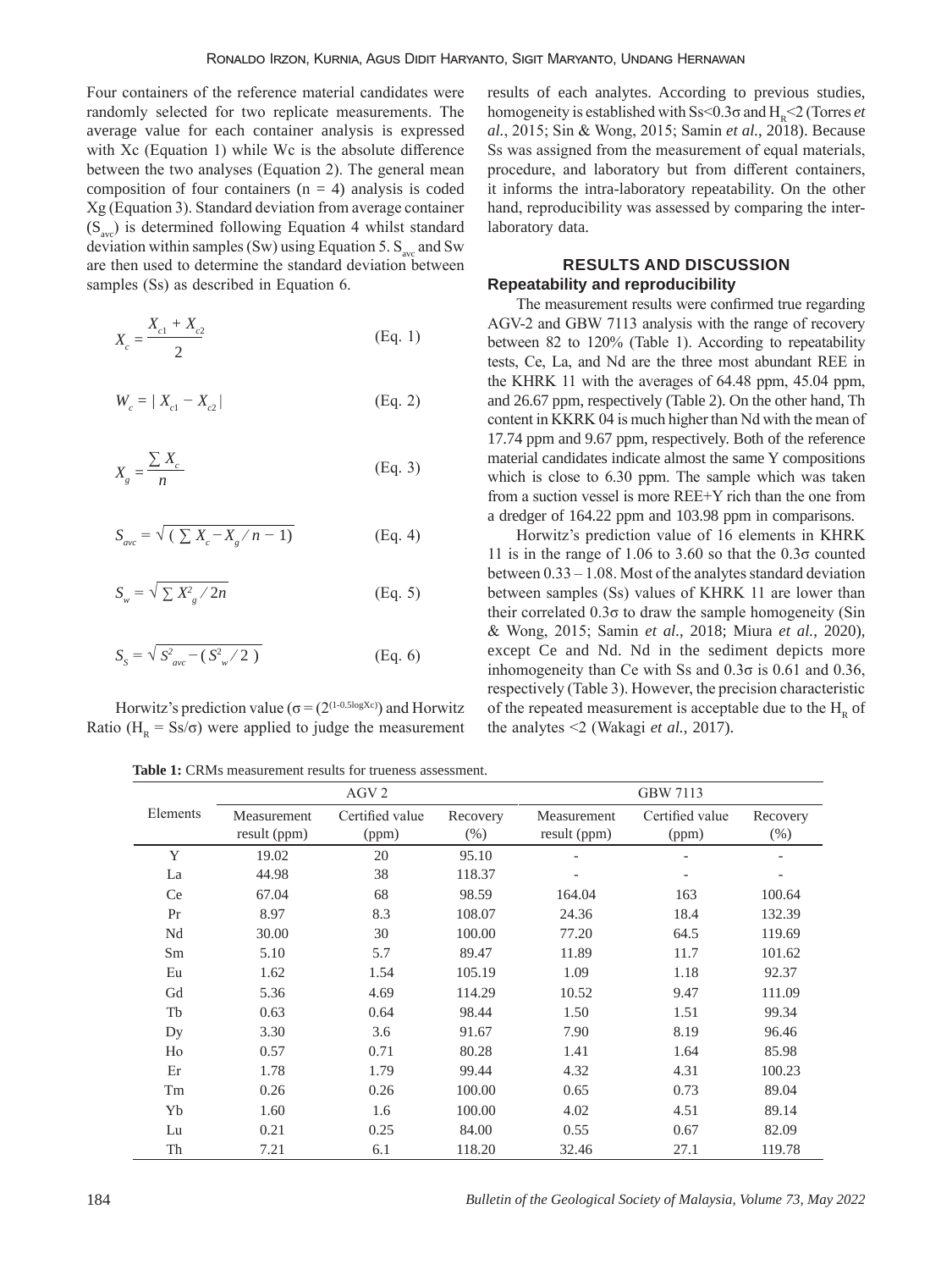Four containers of the reference material candidates were randomly selected for two replicate measurements. The average value for each container analysis is expressed with Xc (Equation 1) while Wc is the absolute difference between the two analyses (Equation 2). The general mean composition of four containers (n = 4) analysis is coded Xg (Equation 3). Standard deviation from average container ($S_{avc}$) is determined following Equation 4 whilst standard deviation within samples (Sw) using Equation 5. $S_{avc}$ and Sw are then used to determine the standard deviation between samples (Ss) as described in Equation 6.

$$X_c = \frac{X_{c1} + X_{c2}}{2} \quad \text{(Eq. 1)}$$

$$W_c = | X_{c1} - X_{c2} | \quad \text{(Eq. 2)}$$

$$X_g = \frac{\sum X_c}{n} \quad \text{(Eq. 3)}$$

$$S_{avc} = \sqrt{(\sum X_c - X_g / n - 1)} \quad \text{(Eq. 4)}$$

$$S_w = \sqrt{\sum X^2_g / 2n} \quad \text{(Eq. 5)}$$

$$S_S = \sqrt{S^2_{avc} - (S^2_w / 2)} \quad \text{(Eq. 6)}$$

Horwitz's prediction value ($\sigma = (2^{(1-0.5\log Xc)})$ and Horwitz Ratio ($H_R = Ss/\sigma$) were applied to judge the measurement results of each analytes. According to previous studies, homogeneity is established with $Ss<0.3\sigma$ and $H_R<2$ (Torres *et al.*, 2015; Sin & Wong, 2015; Samin *et al.*, 2018). Because Ss was assigned from the measurement of equal materials, procedure, and laboratory but from different containers, it informs the intra-laboratory repeatability. On the other hand, reproducibility was assessed by comparing the inter-laboratory data.

## RESULTS AND DISCUSSION

### Repeatability and reproducibility

The measurement results were confirmed true regarding AGV-2 and GBW 7113 analysis with the range of recovery between 82 to 120% (Table 1). According to repeatability tests, Ce, La, and Nd are the three most abundant REE in the KHRK 11 with the averages of 64.48 ppm, 45.04 ppm, and 26.67 ppm, respectively (Table 2). On the other hand, Th content in KKRK 04 is much higher than Nd with the mean of 17.74 ppm and 9.67 ppm, respectively. Both of the reference material candidates indicate almost the same Y compositions which is close to 6.30 ppm. The sample which was taken from a suction vessel is more REE+Y rich than the one from a dredger of 164.22 ppm and 103.98 ppm in comparisons.

Horwitz's prediction value of 16 elements in KHRK 11 is in the range of 1.06 to 3.60 so that the 0.3σ counted between 0.33 – 1.08. Most of the analytes standard deviation between samples (Ss) values of KHRK 11 are lower than their correlated 0.3σ to draw the sample homogeneity (Sin & Wong, 2015; Samin *et al.*, 2018; Miura *et al.*, 2020), except Ce and Nd. Nd in the sediment depicts more inhomogeneity than Ce with Ss and 0.3σ is 0.61 and 0.36, respectively (Table 3). However, the precision characteristic of the repeated measurement is acceptable due to the $H_R$ of the analytes <2 (Wakagi *et al.*, 2017).

**Table 1:** CRMs measurement results for trueness assessment.

| Elements | AGV 2 | | | GBW 7113 | | |
|---|---|---|---|---|---|---|
| | Measurement result (ppm) | Certified value (ppm) | Recovery (%) | Measurement result (ppm) | Certified value (ppm) | Recovery (%) |
| Y | 19.02 | 20 | 95.10 | - | - | - |
| La | 44.98 | 38 | 118.37 | - | - | - |
| Ce | 67.04 | 68 | 98.59 | 164.04 | 163 | 100.64 |
| Pr | 8.97 | 8.3 | 108.07 | 24.36 | 18.4 | 132.39 |
| Nd | 30.00 | 30 | 100.00 | 77.20 | 64.5 | 119.69 |
| Sm | 5.10 | 5.7 | 89.47 | 11.89 | 11.7 | 101.62 |
| Eu | 1.62 | 1.54 | 105.19 | 1.09 | 1.18 | 92.37 |
| Gd | 5.36 | 4.69 | 114.29 | 10.52 | 9.47 | 111.09 |
| Tb | 0.63 | 0.64 | 98.44 | 1.50 | 1.51 | 99.34 |
| Dy | 3.30 | 3.6 | 91.67 | 7.90 | 8.19 | 96.46 |
| Ho | 0.57 | 0.71 | 80.28 | 1.41 | 1.64 | 85.98 |
| Er | 1.78 | 1.79 | 99.44 | 4.32 | 4.31 | 100.23 |
| Tm | 0.26 | 0.26 | 100.00 | 0.65 | 0.73 | 89.04 |
| Yb | 1.60 | 1.6 | 100.00 | 4.02 | 4.51 | 89.14 |
| Lu | 0.21 | 0.25 | 84.00 | 0.55 | 0.67 | 82.09 |
| Th | 7.21 | 6.1 | 118.20 | 32.46 | 27.1 | 119.78 |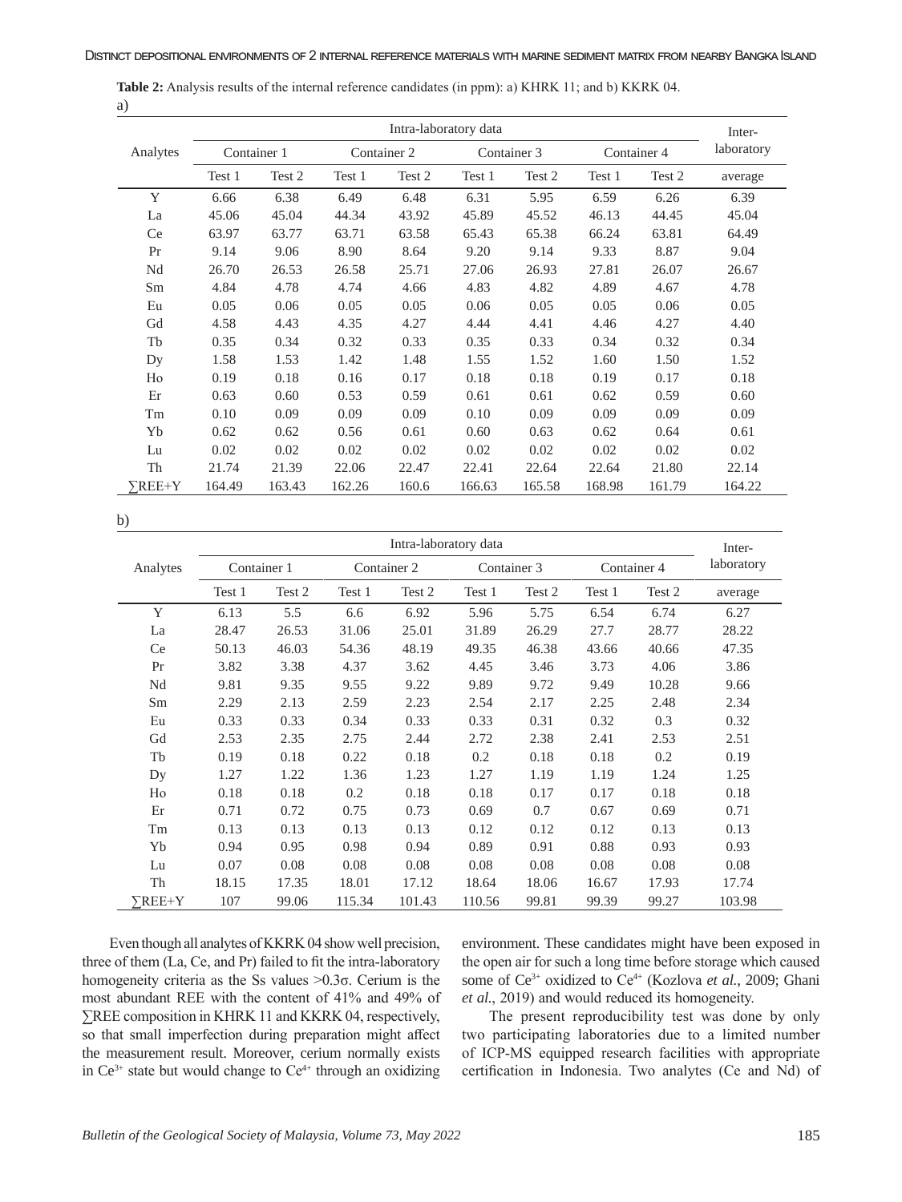**Table 2:** Analysis results of the internal reference candidates (in ppm): a) KHRK 11; and b) KKRK 04.

a)

| Analytes | Intra-laboratory data | | | | | | | | Inter-laboratory |
|---|---|---|---|---|---|---|---|---|---|
| | Container 1 | | Container 2 | | Container 3 | | Container 4 | | |
| | Test 1 | Test 2 | Test 1 | Test 2 | Test 1 | Test 2 | Test 1 | Test 2 | average |
| Y | 6.66 | 6.38 | 6.49 | 6.48 | 6.31 | 5.95 | 6.59 | 6.26 | 6.39 |
| La | 45.06 | 45.04 | 44.34 | 43.92 | 45.89 | 45.52 | 46.13 | 44.45 | 45.04 |
| Ce | 63.97 | 63.77 | 63.71 | 63.58 | 65.43 | 65.38 | 66.24 | 63.81 | 64.49 |
| Pr | 9.14 | 9.06 | 8.90 | 8.64 | 9.20 | 9.14 | 9.33 | 8.87 | 9.04 |
| Nd | 26.70 | 26.53 | 26.58 | 25.71 | 27.06 | 26.93 | 27.81 | 26.07 | 26.67 |
| Sm | 4.84 | 4.78 | 4.74 | 4.66 | 4.83 | 4.82 | 4.89 | 4.67 | 4.78 |
| Eu | 0.05 | 0.06 | 0.05 | 0.05 | 0.06 | 0.05 | 0.05 | 0.06 | 0.05 |
| Gd | 4.58 | 4.43 | 4.35 | 4.27 | 4.44 | 4.41 | 4.46 | 4.27 | 4.40 |
| Tb | 0.35 | 0.34 | 0.32 | 0.33 | 0.35 | 0.33 | 0.34 | 0.32 | 0.34 |
| Dy | 1.58 | 1.53 | 1.42 | 1.48 | 1.55 | 1.52 | 1.60 | 1.50 | 1.52 |
| Ho | 0.19 | 0.18 | 0.16 | 0.17 | 0.18 | 0.18 | 0.19 | 0.17 | 0.18 |
| Er | 0.63 | 0.60 | 0.53 | 0.59 | 0.61 | 0.61 | 0.62 | 0.59 | 0.60 |
| Tm | 0.10 | 0.09 | 0.09 | 0.09 | 0.10 | 0.09 | 0.09 | 0.09 | 0.09 |
| Yb | 0.62 | 0.62 | 0.56 | 0.61 | 0.60 | 0.63 | 0.62 | 0.64 | 0.61 |
| Lu | 0.02 | 0.02 | 0.02 | 0.02 | 0.02 | 0.02 | 0.02 | 0.02 | 0.02 |
| Th | 21.74 | 21.39 | 22.06 | 22.47 | 22.41 | 22.64 | 22.64 | 21.80 | 22.14 |
| ∑REE+Y | 164.49 | 163.43 | 162.26 | 160.6 | 166.63 | 165.58 | 168.98 | 161.79 | 164.22 |

b)

| Analytes | Intra-laboratory data | | | | | | | | Inter-laboratory |
|---|---|---|---|---|---|---|---|---|---|
| | Container 1 | | Container 2 | | Container 3 | | Container 4 | | |
| | Test 1 | Test 2 | Test 1 | Test 2 | Test 1 | Test 2 | Test 1 | Test 2 | average |
| Y | 6.13 | 5.5 | 6.6 | 6.92 | 5.96 | 5.75 | 6.54 | 6.74 | 6.27 |
| La | 28.47 | 26.53 | 31.06 | 25.01 | 31.89 | 26.29 | 27.7 | 28.77 | 28.22 |
| Ce | 50.13 | 46.03 | 54.36 | 48.19 | 49.35 | 46.38 | 43.66 | 40.66 | 47.35 |
| Pr | 3.82 | 3.38 | 4.37 | 3.62 | 4.45 | 3.46 | 3.73 | 4.06 | 3.86 |
| Nd | 9.81 | 9.35 | 9.55 | 9.22 | 9.89 | 9.72 | 9.49 | 10.28 | 9.66 |
| Sm | 2.29 | 2.13 | 2.59 | 2.23 | 2.54 | 2.17 | 2.25 | 2.48 | 2.34 |
| Eu | 0.33 | 0.33 | 0.34 | 0.33 | 0.33 | 0.31 | 0.32 | 0.3 | 0.32 |
| Gd | 2.53 | 2.35 | 2.75 | 2.44 | 2.72 | 2.38 | 2.41 | 2.53 | 2.51 |
| Tb | 0.19 | 0.18 | 0.22 | 0.18 | 0.2 | 0.18 | 0.18 | 0.2 | 0.19 |
| Dy | 1.27 | 1.22 | 1.36 | 1.23 | 1.27 | 1.19 | 1.19 | 1.24 | 1.25 |
| Ho | 0.18 | 0.18 | 0.2 | 0.18 | 0.18 | 0.17 | 0.17 | 0.18 | 0.18 |
| Er | 0.71 | 0.72 | 0.75 | 0.73 | 0.69 | 0.7 | 0.67 | 0.69 | 0.71 |
| Tm | 0.13 | 0.13 | 0.13 | 0.13 | 0.12 | 0.12 | 0.12 | 0.13 | 0.13 |
| Yb | 0.94 | 0.95 | 0.98 | 0.94 | 0.89 | 0.91 | 0.88 | 0.93 | 0.93 |
| Lu | 0.07 | 0.08 | 0.08 | 0.08 | 0.08 | 0.08 | 0.08 | 0.08 | 0.08 |
| Th | 18.15 | 17.35 | 18.01 | 17.12 | 18.64 | 18.06 | 16.67 | 17.93 | 17.74 |
| ∑REE+Y | 107 | 99.06 | 115.34 | 101.43 | 110.56 | 99.81 | 99.39 | 99.27 | 103.98 |

Even though all analytes of KKRK 04 show well precision, three of them (La, Ce, and Pr) failed to fit the intra-laboratory homogeneity criteria as the Ss values >0.3σ. Cerium is the most abundant REE with the content of 41% and 49% of ∑REE composition in KHRK 11 and KKRK 04, respectively, so that small imperfection during preparation might affect the measurement result. Moreover, cerium normally exists in $Ce^{3+}$ state but would change to $Ce^{4+}$ through an oxidizing environment. These candidates might have been exposed in the open air for such a long time before storage which caused some of $Ce^{3+}$ oxidized to $Ce^{4+}$ (Kozlova *et al.*, 2009; Ghani *et al.*, 2019) and would reduced its homogeneity.

The present reproducibility test was done by only two participating laboratories due to a limited number of ICP-MS equipped research facilities with appropriate certification in Indonesia. Two analytes (Ce and Nd) of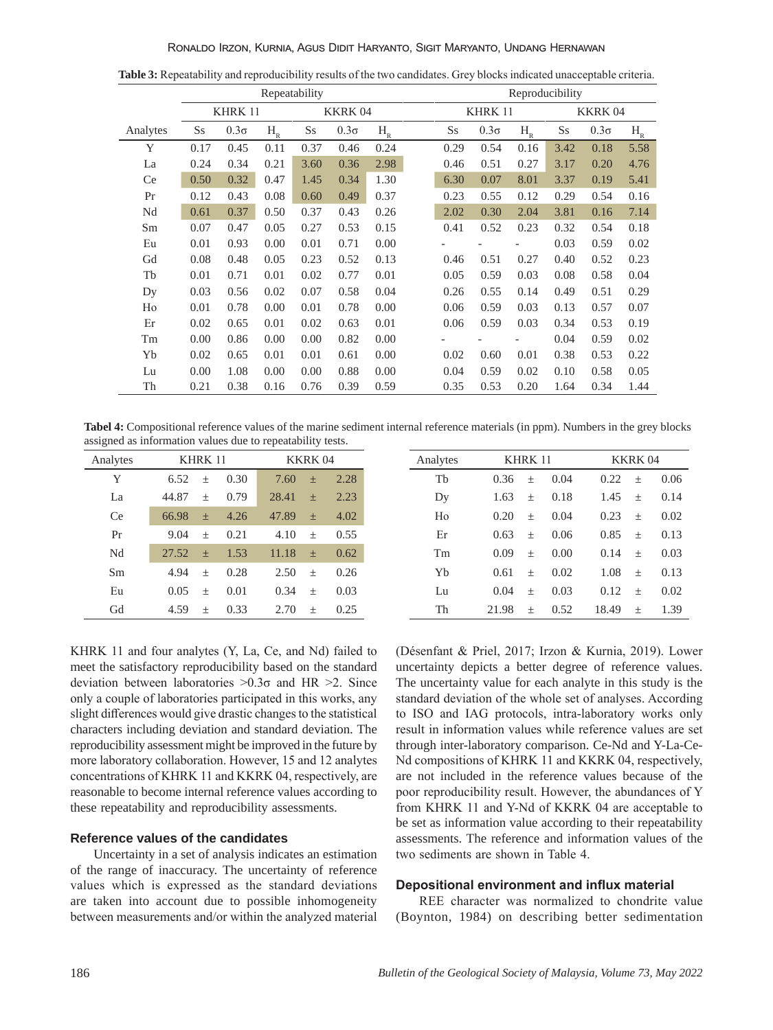**Table 3:** Repeatability and reproducibility results of the two candidates. Grey blocks indicated unacceptable criteria.

| | Repeatability | | | | | | Reproducibility | | | | | |
|---|---|---|---|---|---|---|---|---|---|---|---|---|
| | KHRK 11 | | | KKRK 04 | | | KHRK 11 | | | KKRK 04 | | |
| Analytes | Ss | 0.3σ | $H_R$ | Ss | 0.3σ | $H_R$ | Ss | 0.3σ | $H_R$ | Ss | 0.3σ | $H_R$ |
| Y | 0.17 | 0.45 | 0.11 | 0.37 | 0.46 | 0.24 | 0.29 | 0.54 | 0.16 | 3.42 | 0.18 | 5.58 |
| La | 0.24 | 0.34 | 0.21 | 3.60 | 0.36 | 2.98 | 0.46 | 0.51 | 0.27 | 3.17 | 0.20 | 4.76 |
| Ce | 0.50 | 0.32 | 0.47 | 1.45 | 0.34 | 1.30 | 6.30 | 0.07 | 8.01 | 3.37 | 0.19 | 5.41 |
| Pr | 0.12 | 0.43 | 0.08 | 0.60 | 0.49 | 0.37 | 0.23 | 0.55 | 0.12 | 0.29 | 0.54 | 0.16 |
| Nd | 0.61 | 0.37 | 0.50 | 0.37 | 0.43 | 0.26 | 2.02 | 0.30 | 2.04 | 3.81 | 0.16 | 7.14 |
| Sm | 0.07 | 0.47 | 0.05 | 0.27 | 0.53 | 0.15 | 0.41 | 0.52 | 0.23 | 0.32 | 0.54 | 0.18 |
| Eu | 0.01 | 0.93 | 0.00 | 0.01 | 0.71 | 0.00 | - | - | - | 0.03 | 0.59 | 0.02 |
| Gd | 0.08 | 0.48 | 0.05 | 0.23 | 0.52 | 0.13 | 0.46 | 0.51 | 0.27 | 0.40 | 0.52 | 0.23 |
| Tb | 0.01 | 0.71 | 0.01 | 0.02 | 0.77 | 0.01 | 0.05 | 0.59 | 0.03 | 0.08 | 0.58 | 0.04 |
| Dy | 0.03 | 0.56 | 0.02 | 0.07 | 0.58 | 0.04 | 0.26 | 0.55 | 0.14 | 0.49 | 0.51 | 0.29 |
| Ho | 0.01 | 0.78 | 0.00 | 0.01 | 0.78 | 0.00 | 0.06 | 0.59 | 0.03 | 0.13 | 0.57 | 0.07 |
| Er | 0.02 | 0.65 | 0.01 | 0.02 | 0.63 | 0.01 | 0.06 | 0.59 | 0.03 | 0.34 | 0.53 | 0.19 |
| Tm | 0.00 | 0.86 | 0.00 | 0.00 | 0.82 | 0.00 | - | - | - | 0.04 | 0.59 | 0.02 |
| Yb | 0.02 | 0.65 | 0.01 | 0.01 | 0.61 | 0.00 | 0.02 | 0.60 | 0.01 | 0.38 | 0.53 | 0.22 |
| Lu | 0.00 | 1.08 | 0.00 | 0.00 | 0.88 | 0.00 | 0.04 | 0.59 | 0.02 | 0.10 | 0.58 | 0.05 |
| Th | 0.21 | 0.38 | 0.16 | 0.76 | 0.39 | 0.59 | 0.35 | 0.53 | 0.20 | 1.64 | 0.34 | 1.44 |

**Tabel 4:** Compositional reference values of the marine sediment internal reference materials (in ppm). Numbers in the grey blocks assigned as information values due to repeatability tests.

| Analytes | KHRK 11 | KKRK 04 |
|---|---|---|
| Y | 6.52 ± 0.30 | 7.60 ± 2.28 |
| La | 44.87 ± 0.79 | 28.41 ± 2.23 |
| Ce | 66.98 ± 4.26 | 47.89 ± 4.02 |
| Pr | 9.04 ± 0.21 | 4.10 ± 0.55 |
| Nd | 27.52 ± 1.53 | 11.18 ± 0.62 |
| Sm | 4.94 ± 0.28 | 2.50 ± 0.26 |
| Eu | 0.05 ± 0.01 | 0.34 ± 0.03 |
| Gd | 4.59 ± 0.33 | 2.70 ± 0.25 |
| Tb | 0.36 ± 0.04 | 0.22 ± 0.06 |
| Dy | 1.63 ± 0.18 | 1.45 ± 0.14 |
| Ho | 0.20 ± 0.04 | 0.23 ± 0.02 |
| Er | 0.63 ± 0.06 | 0.85 ± 0.13 |
| Tm | 0.09 ± 0.00 | 0.14 ± 0.03 |
| Yb | 0.61 ± 0.02 | 1.08 ± 0.13 |
| Lu | 0.04 ± 0.03 | 0.12 ± 0.02 |
| Th | 21.98 ± 0.52 | 18.49 ± 1.39 |

KHRK 11 and four analytes (Y, La, Ce, and Nd) failed to meet the satisfactory reproducibility based on the standard deviation between laboratories >0.3σ and HR >2. Since only a couple of laboratories participated in this works, any slight differences would give drastic changes to the statistical characters including deviation and standard deviation. The reproducibility assessment might be improved in the future by more laboratory collaboration. However, 15 and 12 analytes concentrations of KHRK 11 and KKRK 04, respectively, are reasonable to become internal reference values according to these repeatability and reproducibility assessments.

### Reference values of the candidates

Uncertainty in a set of analysis indicates an estimation of the range of inaccuracy. The uncertainty of reference values which is expressed as the standard deviations are taken into account due to possible inhomogeneity between measurements and/or within the analyzed material (Désenfant & Priel, 2017; Irzon & Kurnia, 2019). Lower uncertainty depicts a better degree of reference values. The uncertainty value for each analyte in this study is the standard deviation of the whole set of analyses. According to ISO and IAG protocols, intra-laboratory works only result in information values while reference values are set through inter-laboratory comparison. Ce-Nd and Y-La-Ce-Nd compositions of KHRK 11 and KKRK 04, respectively, are not included in the reference values because of the poor reproducibility result. However, the abundances of Y from KHRK 11 and Y-Nd of KKRK 04 are acceptable to be set as information value according to their repeatability assessments. The reference and information values of the two sediments are shown in Table 4.

### Depositional environment and influx material

REE character was normalized to chondrite value (Boynton, 1984) on describing better sedimentation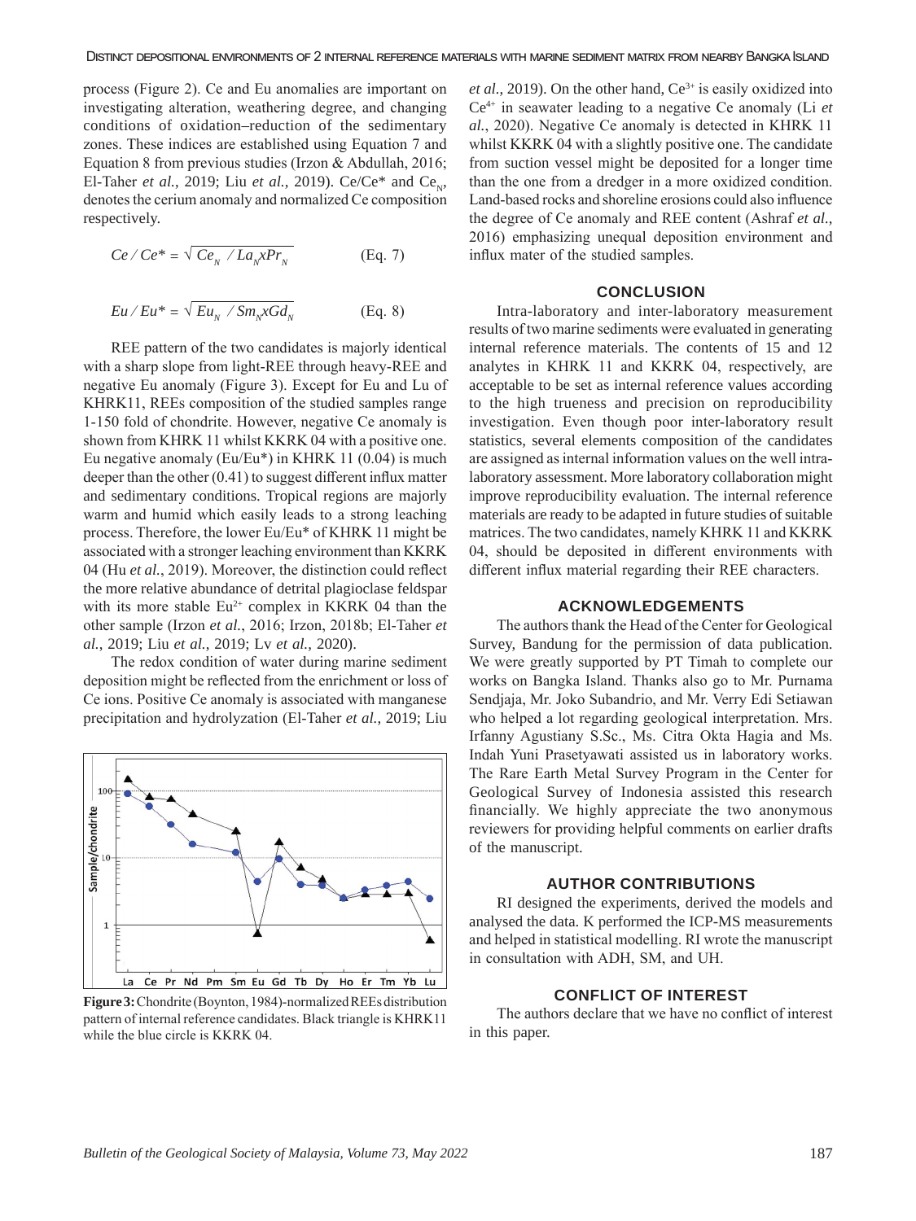process (Figure 2). Ce and Eu anomalies are important on investigating alteration, weathering degree, and changing conditions of oxidation–reduction of the sedimentary zones. These indices are established using Equation 7 and Equation 8 from previous studies (Irzon & Abdullah, 2016; El-Taher *et al.*, 2019; Liu *et al.*, 2019). Ce/Ce* and $Ce_N$, denotes the cerium anomaly and normalized Ce composition respectively.

$$Ce / Ce^* = \sqrt{Ce_N \;/\; La_N x Pr_N} \qquad \text{(Eq. 7)}$$

$$Eu / Eu^* = \sqrt{Eu_N \;/\; Sm_N x Gd_N} \qquad \text{(Eq. 8)}$$

REE pattern of the two candidates is majorly identical with a sharp slope from light-REE through heavy-REE and negative Eu anomaly (Figure 3). Except for Eu and Lu of KHRK11, REEs composition of the studied samples range 1-150 fold of chondrite. However, negative Ce anomaly is shown from KHRK 11 whilst KKRK 04 with a positive one. Eu negative anomaly (Eu/Eu*) in KHRK 11 (0.04) is much deeper than the other (0.41) to suggest different influx matter and sedimentary conditions. Tropical regions are majorly warm and humid which easily leads to a strong leaching process. Therefore, the lower Eu/Eu* of KHRK 11 might be associated with a stronger leaching environment than KKRK 04 (Hu *et al.*, 2019). Moreover, the distinction could reflect the more relative abundance of detrital plagioclase feldspar with its more stable $Eu^{2+}$ complex in KKRK 04 than the other sample (Irzon *et al.*, 2016; Irzon, 2018b; El-Taher *et al.*, 2019; Liu *et al.*, 2019; Lv *et al.*, 2020).

The redox condition of water during marine sediment deposition might be reflected from the enrichment or loss of Ce ions. Positive Ce anomaly is associated with manganese precipitation and hydrolyzation (El-Taher *et al.*, 2019; Liu *et al.*, 2019). On the other hand, $Ce^{3+}$ is easily oxidized into $Ce^{4+}$ in seawater leading to a negative Ce anomaly (Li *et al.*, 2020). Negative Ce anomaly is detected in KHRK 11 whilst KKRK 04 with a slightly positive one. The candidate from suction vessel might be deposited for a longer time than the one from a dredger in a more oxidized condition. Land-based rocks and shoreline erosions could also influence the degree of Ce anomaly and REE content (Ashraf *et al.*, 2016) emphasizing unequal deposition environment and influx mater of the studied samples.

**Figure 3:** Chondrite (Boynton, 1984)-normalized REEs distribution pattern of internal reference candidates. Black triangle is KHRK11 while the blue circle is KKRK 04.

## CONCLUSION

Intra-laboratory and inter-laboratory measurement results of two marine sediments were evaluated in generating internal reference materials. The contents of 15 and 12 analytes in KHRK 11 and KKRK 04, respectively, are acceptable to be set as internal reference values according to the high trueness and precision on reproducibility investigation. Even though poor inter-laboratory result statistics, several elements composition of the candidates are assigned as internal information values on the well intra-laboratory assessment. More laboratory collaboration might improve reproducibility evaluation. The internal reference materials are ready to be adapted in future studies of suitable matrices. The two candidates, namely KHRK 11 and KKRK 04, should be deposited in different environments with different influx material regarding their REE characters.

## ACKNOWLEDGEMENTS

The authors thank the Head of the Center for Geological Survey, Bandung for the permission of data publication. We were greatly supported by PT Timah to complete our works on Bangka Island. Thanks also go to Mr. Purnama Sendjaja, Mr. Joko Subandrio, and Mr. Verry Edi Setiawan who helped a lot regarding geological interpretation. Mrs. Irfanny Agustiany S.Sc., Ms. Citra Okta Hagia and Ms. Indah Yuni Prasetyawati assisted us in laboratory works. The Rare Earth Metal Survey Program in the Center for Geological Survey of Indonesia assisted this research financially. We highly appreciate the two anonymous reviewers for providing helpful comments on earlier drafts of the manuscript.

## AUTHOR CONTRIBUTIONS

RI designed the experiments, derived the models and analysed the data. K performed the ICP-MS measurements and helped in statistical modelling. RI wrote the manuscript in consultation with ADH, SM, and UH.

## CONFLICT OF INTEREST

The authors declare that we have no conflict of interest in this paper.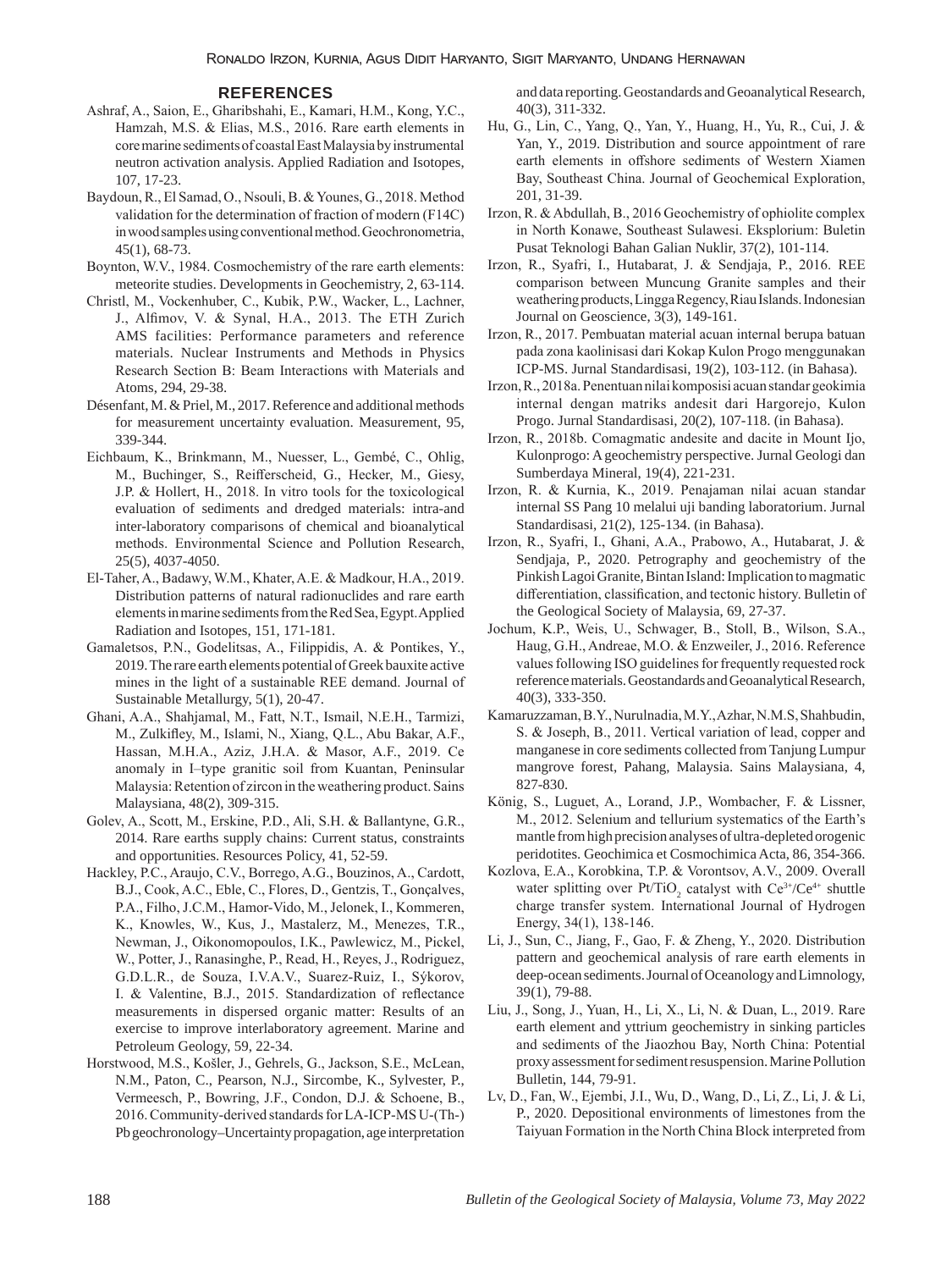## REFERENCES

Ashraf, A., Saion, E., Gharibshahi, E., Kamari, H.M., Kong, Y.C., Hamzah, M.S. & Elias, M.S., 2016. Rare earth elements in core marine sediments of coastal East Malaysia by instrumental neutron activation analysis. Applied Radiation and Isotopes, 107, 17-23.

Baydoun, R., El Samad, O., Nsouli, B. & Younes, G., 2018. Method validation for the determination of fraction of modern (F14C) in wood samples using conventional method. Geochronometria, 45(1), 68-73.

Boynton, W.V., 1984. Cosmochemistry of the rare earth elements: meteorite studies. Developments in Geochemistry, 2, 63-114.

Christl, M., Vockenhuber, C., Kubik, P.W., Wacker, L., Lachner, J., Alfimov, V. & Synal, H.A., 2013. The ETH Zurich AMS facilities: Performance parameters and reference materials. Nuclear Instruments and Methods in Physics Research Section B: Beam Interactions with Materials and Atoms, 294, 29-38.

Désenfant, M. & Priel, M., 2017. Reference and additional methods for measurement uncertainty evaluation. Measurement, 95, 339-344.

Eichbaum, K., Brinkmann, M., Nuesser, L., Gembé, C., Ohlig, M., Buchinger, S., Reifferscheid, G., Hecker, M., Giesy, J.P. & Hollert, H., 2018. In vitro tools for the toxicological evaluation of sediments and dredged materials: intra-and inter-laboratory comparisons of chemical and bioanalytical methods. Environmental Science and Pollution Research, 25(5), 4037-4050.

El-Taher, A., Badawy, W.M., Khater, A.E. & Madkour, H.A., 2019. Distribution patterns of natural radionuclides and rare earth elements in marine sediments from the Red Sea, Egypt. Applied Radiation and Isotopes, 151, 171-181.

Gamaletsos, P.N., Godelitsas, A., Filippidis, A. & Pontikes, Y., 2019. The rare earth elements potential of Greek bauxite active mines in the light of a sustainable REE demand. Journal of Sustainable Metallurgy, 5(1), 20-47.

Ghani, A.A., Shahjamal, M., Fatt, N.T., Ismail, N.E.H., Tarmizi, M., Zulkifley, M., Islami, N., Xiang, Q.L., Abu Bakar, A.F., Hassan, M.H.A., Aziz, J.H.A. & Masor, A.F., 2019. Ce anomaly in I–type granitic soil from Kuantan, Peninsular Malaysia: Retention of zircon in the weathering product. Sains Malaysiana, 48(2), 309-315.

Golev, A., Scott, M., Erskine, P.D., Ali, S.H. & Ballantyne, G.R., 2014. Rare earths supply chains: Current status, constraints and opportunities. Resources Policy, 41, 52-59.

Hackley, P.C., Araujo, C.V., Borrego, A.G., Bouzinos, A., Cardott, B.J., Cook, A.C., Eble, C., Flores, D., Gentzis, T., Gonçalves, P.A., Filho, J.C.M., Hamor-Vido, M., Jelonek, I., Kommeren, K., Knowles, W., Kus, J., Mastalerz, M., Menezes, T.R., Newman, J., Oikonomopoulos, I.K., Pawlewicz, M., Pickel, W., Potter, J., Ranasinghe, P., Read, H., Reyes, J., Rodriguez, G.D.L.R., de Souza, I.V.A.V., Suarez-Ruiz, I., Sýkorov, I. & Valentine, B.J., 2015. Standardization of reflectance measurements in dispersed organic matter: Results of an exercise to improve interlaboratory agreement. Marine and Petroleum Geology, 59, 22-34.

Horstwood, M.S., Košler, J., Gehrels, G., Jackson, S.E., McLean, N.M., Paton, C., Pearson, N.J., Sircombe, K., Sylvester, P., Vermeesch, P., Bowring, J.F., Condon, D.J. & Schoene, B., 2016. Community-derived standards for LA-ICP-MS U-(Th-) Pb geochronology–Uncertainty propagation, age interpretation and data reporting. Geostandards and Geoanalytical Research, 40(3), 311-332.

Hu, G., Lin, C., Yang, Q., Yan, Y., Huang, H., Yu, R., Cui, J. & Yan, Y., 2019. Distribution and source appointment of rare earth elements in offshore sediments of Western Xiamen Bay, Southeast China. Journal of Geochemical Exploration, 201, 31-39.

Irzon, R. & Abdullah, B., 2016 Geochemistry of ophiolite complex in North Konawe, Southeast Sulawesi. Eksplorium: Buletin Pusat Teknologi Bahan Galian Nuklir, 37(2), 101-114.

Irzon, R., Syafri, I., Hutabarat, J. & Sendjaja, P., 2016. REE comparison between Muncung Granite samples and their weathering products, Lingga Regency, Riau Islands. Indonesian Journal on Geoscience, 3(3), 149-161.

Irzon, R., 2017. Pembuatan material acuan internal berupa batuan pada zona kaolinisasi dari Kokap Kulon Progo menggunakan ICP-MS. Jurnal Standardisasi, 19(2), 103-112. (in Bahasa).

Irzon, R., 2018a. Penentuan nilai komposisi acuan standar geokimia internal dengan matriks andesit dari Hargorejo, Kulon Progo. Jurnal Standardisasi, 20(2), 107-118. (in Bahasa).

Irzon, R., 2018b. Comagmatic andesite and dacite in Mount Ijo, Kulonprogo: A geochemistry perspective. Jurnal Geologi dan Sumberdaya Mineral, 19(4), 221-231.

Irzon, R. & Kurnia, K., 2019. Penajaman nilai acuan standar internal SS Pang 10 melalui uji banding laboratorium. Jurnal Standardisasi, 21(2), 125-134. (in Bahasa).

Irzon, R., Syafri, I., Ghani, A.A., Prabowo, A., Hutabarat, J. & Sendjaja, P., 2020. Petrography and geochemistry of the Pinkish Lagoi Granite, Bintan Island: Implication to magmatic differentiation, classification, and tectonic history. Bulletin of the Geological Society of Malaysia, 69, 27-37.

Jochum, K.P., Weis, U., Schwager, B., Stoll, B., Wilson, S.A., Haug, G.H., Andreae, M.O. & Enzweiler, J., 2016. Reference values following ISO guidelines for frequently requested rock reference materials. Geostandards and Geoanalytical Research, 40(3), 333-350.

Kamaruzzaman, B.Y., Nurulnadia, M.Y., Azhar, N.M.S, Shahbudin, S. & Joseph, B., 2011. Vertical variation of lead, copper and manganese in core sediments collected from Tanjung Lumpur mangrove forest, Pahang, Malaysia. Sains Malaysiana, 4, 827-830.

König, S., Luguet, A., Lorand, J.P., Wombacher, F. & Lissner, M., 2012. Selenium and tellurium systematics of the Earth's mantle from high precision analyses of ultra-depleted orogenic peridotites. Geochimica et Cosmochimica Acta, 86, 354-366.

Kozlova, E.A., Korobkina, T.P. & Vorontsov, A.V., 2009. Overall water splitting over Pt/$TiO_2$ catalyst with $Ce^{3+}$/$Ce^{4+}$ shuttle charge transfer system. International Journal of Hydrogen Energy, 34(1), 138-146.

Li, J., Sun, C., Jiang, F., Gao, F. & Zheng, Y., 2020. Distribution pattern and geochemical analysis of rare earth elements in deep-ocean sediments. Journal of Oceanology and Limnology, 39(1), 79-88.

Liu, J., Song, J., Yuan, H., Li, X., Li, N. & Duan, L., 2019. Rare earth element and yttrium geochemistry in sinking particles and sediments of the Jiaozhou Bay, North China: Potential proxy assessment for sediment resuspension. Marine Pollution Bulletin, 144, 79-91.

Lv, D., Fan, W., Ejembi, J.I., Wu, D., Wang, D., Li, Z., Li, J. & Li, P., 2020. Depositional environments of limestones from the Taiyuan Formation in the North China Block interpreted from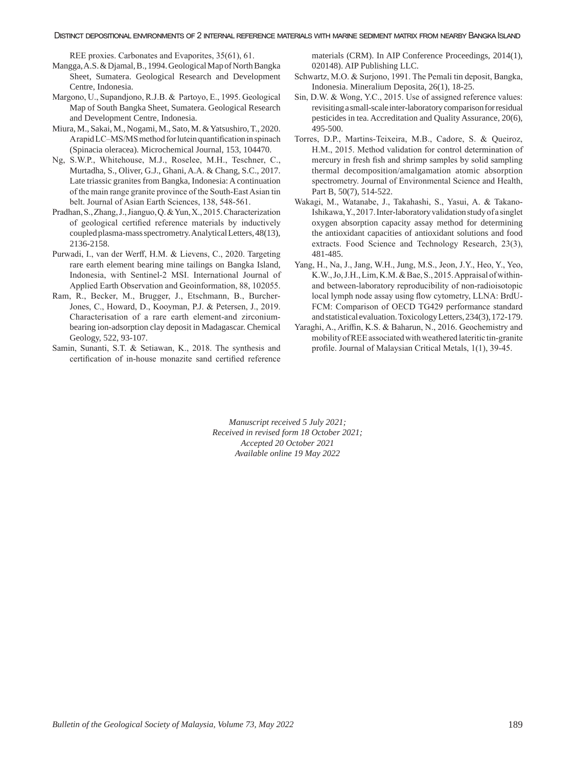REE proxies. Carbonates and Evaporites, 35(61), 61.

Mangga, A.S. & Djamal, B., 1994. Geological Map of North Bangka Sheet, Sumatera. Geological Research and Development Centre, Indonesia.

Margono, U., Supandjono, R.J.B. & Partoyo, E., 1995. Geological Map of South Bangka Sheet, Sumatera. Geological Research and Development Centre, Indonesia.

Miura, M., Sakai, M., Nogami, M., Sato, M. & Yatsushiro, T., 2020. A rapid LC–MS/MS method for lutein quantification in spinach (Spinacia oleracea). Microchemical Journal, 153, 104470.

Ng, S.W.P., Whitehouse, M.J., Roselee, M.H., Teschner, C., Murtadha, S., Oliver, G.J., Ghani, A.A. & Chang, S.C., 2017. Late triassic granites from Bangka, Indonesia: A continuation of the main range granite province of the South-East Asian tin belt. Journal of Asian Earth Sciences, 138, 548-561.

Pradhan, S., Zhang, J., Jianguo, Q. & Yun, X., 2015. Characterization of geological certified reference materials by inductively coupled plasma-mass spectrometry. Analytical Letters, 48(13), 2136-2158.

Purwadi, I., van der Werff, H.M. & Lievens, C., 2020. Targeting rare earth element bearing mine tailings on Bangka Island, Indonesia, with Sentinel-2 MSI. International Journal of Applied Earth Observation and Geoinformation, 88, 102055.

Ram, R., Becker, M., Brugger, J., Etschmann, B., Burcher-Jones, C., Howard, D., Kooyman, P.J. & Petersen, J., 2019. Characterisation of a rare earth element-and zirconium-bearing ion-adsorption clay deposit in Madagascar. Chemical Geology, 522, 93-107.

Samin, Sunanti, S.T. & Setiawan, K., 2018. The synthesis and certification of in-house monazite sand certified reference materials (CRM). In AIP Conference Proceedings, 2014(1), 020148). AIP Publishing LLC.

Schwartz, M.O. & Surjono, 1991. The Pemali tin deposit, Bangka, Indonesia. Mineralium Deposita, 26(1), 18-25.

Sin, D.W. & Wong, Y.C., 2015. Use of assigned reference values: revisiting a small-scale inter-laboratory comparison for residual pesticides in tea. Accreditation and Quality Assurance, 20(6), 495-500.

Torres, D.P., Martins-Teixeira, M.B., Cadore, S. & Queiroz, H.M., 2015. Method validation for control determination of mercury in fresh fish and shrimp samples by solid sampling thermal decomposition/amalgamation atomic absorption spectrometry. Journal of Environmental Science and Health, Part B, 50(7), 514-522.

Wakagi, M., Watanabe, J., Takahashi, S., Yasui, A. & Takano-Ishikawa, Y., 2017. Inter-laboratory validation study of a singlet oxygen absorption capacity assay method for determining the antioxidant capacities of antioxidant solutions and food extracts. Food Science and Technology Research, 23(3), 481-485.

Yang, H., Na, J., Jang, W.H., Jung, M.S., Jeon, J.Y., Heo, Y., Yeo, K.W., Jo, J.H., Lim, K.M. & Bae, S., 2015. Appraisal of within-and between-laboratory reproducibility of non-radioisotopic local lymph node assay using flow cytometry, LLNA: BrdU-FCM: Comparison of OECD TG429 performance standard and statistical evaluation. Toxicology Letters, 234(3), 172-179.

Yaraghi, A., Ariffin, K.S. & Baharun, N., 2016. Geochemistry and mobility of REE associated with weathered lateritic tin-granite profile. Journal of Malaysian Critical Metals, 1(1), 39-45.

*Manuscript received 5 July 2021;*
*Received in revised form 18 October 2021;*
*Accepted 20 October 2021*
*Available online 19 May 2022*